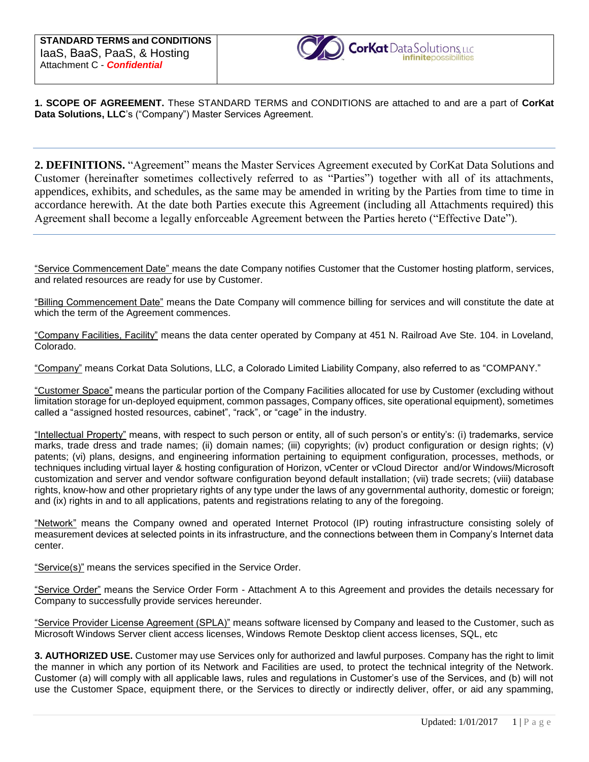**STANDARD TERMS and CONDITIONS**
IaaS, BaaS, PaaS, & Hosting
Attachment C - ***Confidential***

CorKat Data Solutions, LLC
infinitepossibilities

**1. SCOPE OF AGREEMENT.** These STANDARD TERMS and CONDITIONS are attached to and are a part of **CorKat Data Solutions, LLC**'s ("Company") Master Services Agreement.

---

**2. DEFINITIONS.** "Agreement" means the Master Services Agreement executed by CorKat Data Solutions and Customer (hereinafter sometimes collectively referred to as "Parties") together with all of its attachments, appendices, exhibits, and schedules, as the same may be amended in writing by the Parties from time to time in accordance herewith. At the date both Parties execute this Agreement (including all Attachments required) this Agreement shall become a legally enforceable Agreement between the Parties hereto ("Effective Date").

---

"Service Commencement Date" means the date Company notifies Customer that the Customer hosting platform, services, and related resources are ready for use by Customer.

"Billing Commencement Date" means the Date Company will commence billing for services and will constitute the date at which the term of the Agreement commences.

"Company Facilities, Facility" means the data center operated by Company at 451 N. Railroad Ave Ste. 104. in Loveland, Colorado.

"Company" means Corkat Data Solutions, LLC, a Colorado Limited Liability Company, also referred to as "COMPANY."

"Customer Space" means the particular portion of the Company Facilities allocated for use by Customer (excluding without limitation storage for un-deployed equipment, common passages, Company offices, site operational equipment), sometimes called a "assigned hosted resources, cabinet", "rack", or "cage" in the industry.

"Intellectual Property" means, with respect to such person or entity, all of such person's or entity's: (i) trademarks, service marks, trade dress and trade names; (ii) domain names; (iii) copyrights; (iv) product configuration or design rights; (v) patents; (vi) plans, designs, and engineering information pertaining to equipment configuration, processes, methods, or techniques including virtual layer & hosting configuration of Horizon, vCenter or vCloud Director and/or Windows/Microsoft customization and server and vendor software configuration beyond default installation; (vii) trade secrets; (viii) database rights, know-how and other proprietary rights of any type under the laws of any governmental authority, domestic or foreign; and (ix) rights in and to all applications, patents and registrations relating to any of the foregoing.

"Network" means the Company owned and operated Internet Protocol (IP) routing infrastructure consisting solely of measurement devices at selected points in its infrastructure, and the connections between them in Company's Internet data center.

"Service(s)" means the services specified in the Service Order.

"Service Order" means the Service Order Form - Attachment A to this Agreement and provides the details necessary for Company to successfully provide services hereunder.

"Service Provider License Agreement (SPLA)" means software licensed by Company and leased to the Customer, such as Microsoft Windows Server client access licenses, Windows Remote Desktop client access licenses, SQL, etc

**3. AUTHORIZED USE.** Customer may use Services only for authorized and lawful purposes. Company has the right to limit the manner in which any portion of its Network and Facilities are used, to protect the technical integrity of the Network. Customer (a) will comply with all applicable laws, rules and regulations in Customer's use of the Services, and (b) will not use the Customer Space, equipment there, or the Services to directly or indirectly deliver, offer, or aid any spamming,

Updated: 1/01/2017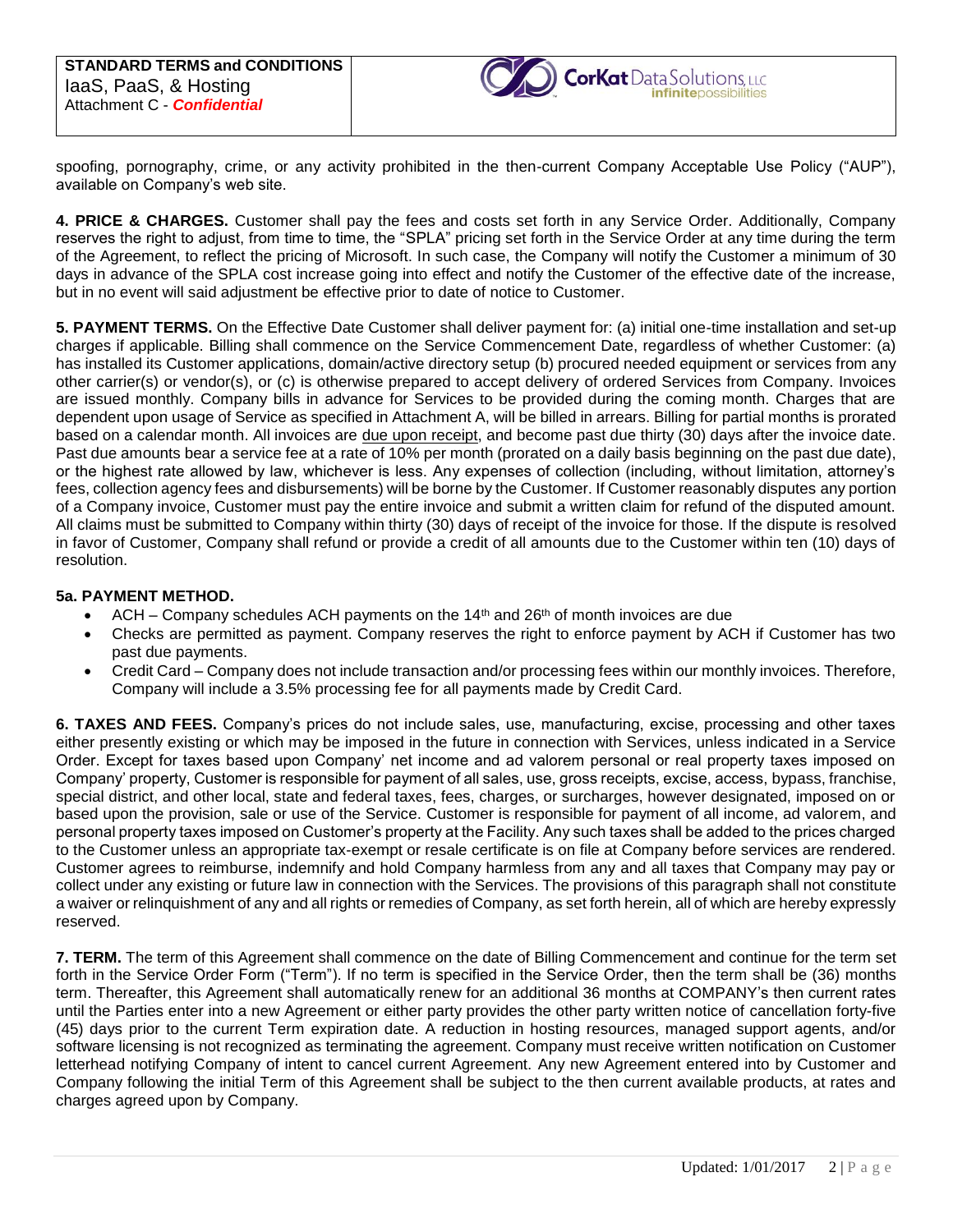spoofing, pornography, crime, or any activity prohibited in the then-current Company Acceptable Use Policy ("AUP"), available on Company's web site.

**4. PRICE & CHARGES.** Customer shall pay the fees and costs set forth in any Service Order. Additionally, Company reserves the right to adjust, from time to time, the "SPLA" pricing set forth in the Service Order at any time during the term of the Agreement, to reflect the pricing of Microsoft. In such case, the Company will notify the Customer a minimum of 30 days in advance of the SPLA cost increase going into effect and notify the Customer of the effective date of the increase, but in no event will said adjustment be effective prior to date of notice to Customer.

**5. PAYMENT TERMS.** On the Effective Date Customer shall deliver payment for: (a) initial one-time installation and set-up charges if applicable. Billing shall commence on the Service Commencement Date, regardless of whether Customer: (a) has installed its Customer applications, domain/active directory setup (b) procured needed equipment or services from any other carrier(s) or vendor(s), or (c) is otherwise prepared to accept delivery of ordered Services from Company. Invoices are issued monthly. Company bills in advance for Services to be provided during the coming month. Charges that are dependent upon usage of Service as specified in Attachment A, will be billed in arrears. Billing for partial months is prorated based on a calendar month. All invoices are <u>due upon receipt</u>, and become past due thirty (30) days after the invoice date. Past due amounts bear a service fee at a rate of 10% per month (prorated on a daily basis beginning on the past due date), or the highest rate allowed by law, whichever is less. Any expenses of collection (including, without limitation, attorney's fees, collection agency fees and disbursements) will be borne by the Customer. If Customer reasonably disputes any portion of a Company invoice, Customer must pay the entire invoice and submit a written claim for refund of the disputed amount. All claims must be submitted to Company within thirty (30) days of receipt of the invoice for those. If the dispute is resolved in favor of Customer, Company shall refund or provide a credit of all amounts due to the Customer within ten (10) days of resolution.

**5a. PAYMENT METHOD.**

- ACH – Company schedules ACH payments on the 14th and 26th of month invoices are due
- Checks are permitted as payment. Company reserves the right to enforce payment by ACH if Customer has two past due payments.
- Credit Card – Company does not include transaction and/or processing fees within our monthly invoices. Therefore, Company will include a 3.5% processing fee for all payments made by Credit Card.

**6. TAXES AND FEES.** Company's prices do not include sales, use, manufacturing, excise, processing and other taxes either presently existing or which may be imposed in the future in connection with Services, unless indicated in a Service Order. Except for taxes based upon Company' net income and ad valorem personal or real property taxes imposed on Company' property, Customer is responsible for payment of all sales, use, gross receipts, excise, access, bypass, franchise, special district, and other local, state and federal taxes, fees, charges, or surcharges, however designated, imposed on or based upon the provision, sale or use of the Service. Customer is responsible for payment of all income, ad valorem, and personal property taxes imposed on Customer's property at the Facility. Any such taxes shall be added to the prices charged to the Customer unless an appropriate tax-exempt or resale certificate is on file at Company before services are rendered. Customer agrees to reimburse, indemnify and hold Company harmless from any and all taxes that Company may pay or collect under any existing or future law in connection with the Services. The provisions of this paragraph shall not constitute a waiver or relinquishment of any and all rights or remedies of Company, as set forth herein, all of which are hereby expressly reserved.

**7. TERM.** The term of this Agreement shall commence on the date of Billing Commencement and continue for the term set forth in the Service Order Form ("Term"). If no term is specified in the Service Order, then the term shall be (36) months term. Thereafter, this Agreement shall automatically renew for an additional 36 months at COMPANY's then current rates until the Parties enter into a new Agreement or either party provides the other party written notice of cancellation forty-five (45) days prior to the current Term expiration date. A reduction in hosting resources, managed support agents, and/or software licensing is not recognized as terminating the agreement. Company must receive written notification on Customer letterhead notifying Company of intent to cancel current Agreement. Any new Agreement entered into by Customer and Company following the initial Term of this Agreement shall be subject to the then current available products, at rates and charges agreed upon by Company.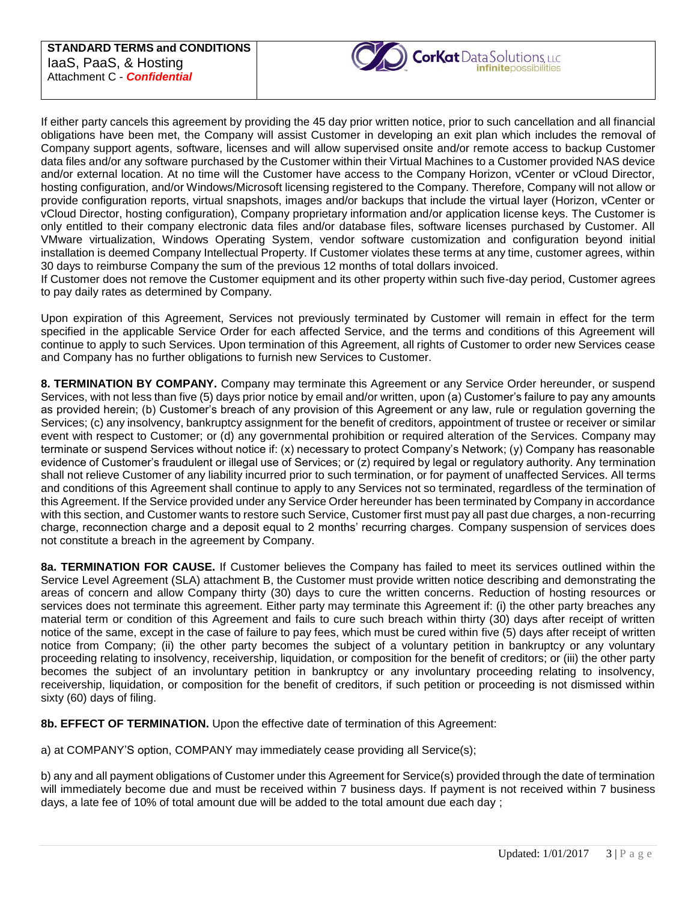If either party cancels this agreement by providing the 45 day prior written notice, prior to such cancellation and all financial obligations have been met, the Company will assist Customer in developing an exit plan which includes the removal of Company support agents, software, licenses and will allow supervised onsite and/or remote access to backup Customer data files and/or any software purchased by the Customer within their Virtual Machines to a Customer provided NAS device and/or external location. At no time will the Customer have access to the Company Horizon, vCenter or vCloud Director, hosting configuration, and/or Windows/Microsoft licensing registered to the Company. Therefore, Company will not allow or provide configuration reports, virtual snapshots, images and/or backups that include the virtual layer (Horizon, vCenter or vCloud Director, hosting configuration), Company proprietary information and/or application license keys. The Customer is only entitled to their company electronic data files and/or database files, software licenses purchased by Customer. All VMware virtualization, Windows Operating System, vendor software customization and configuration beyond initial installation is deemed Company Intellectual Property. If Customer violates these terms at any time, customer agrees, within 30 days to reimburse Company the sum of the previous 12 months of total dollars invoiced.
If Customer does not remove the Customer equipment and its other property within such five-day period, Customer agrees to pay daily rates as determined by Company.

Upon expiration of this Agreement, Services not previously terminated by Customer will remain in effect for the term specified in the applicable Service Order for each affected Service, and the terms and conditions of this Agreement will continue to apply to such Services. Upon termination of this Agreement, all rights of Customer to order new Services cease and Company has no further obligations to furnish new Services to Customer.

**8. TERMINATION BY COMPANY.** Company may terminate this Agreement or any Service Order hereunder, or suspend Services, with not less than five (5) days prior notice by email and/or written, upon (a) Customer's failure to pay any amounts as provided herein; (b) Customer's breach of any provision of this Agreement or any law, rule or regulation governing the Services; (c) any insolvency, bankruptcy assignment for the benefit of creditors, appointment of trustee or receiver or similar event with respect to Customer; or (d) any governmental prohibition or required alteration of the Services. Company may terminate or suspend Services without notice if: (x) necessary to protect Company's Network; (y) Company has reasonable evidence of Customer's fraudulent or illegal use of Services; or (z) required by legal or regulatory authority. Any termination shall not relieve Customer of any liability incurred prior to such termination, or for payment of unaffected Services. All terms and conditions of this Agreement shall continue to apply to any Services not so terminated, regardless of the termination of this Agreement. If the Service provided under any Service Order hereunder has been terminated by Company in accordance with this section, and Customer wants to restore such Service, Customer first must pay all past due charges, a non-recurring charge, reconnection charge and a deposit equal to 2 months' recurring charges. Company suspension of services does not constitute a breach in the agreement by Company.

**8a. TERMINATION FOR CAUSE.** If Customer believes the Company has failed to meet its services outlined within the Service Level Agreement (SLA) attachment B, the Customer must provide written notice describing and demonstrating the areas of concern and allow Company thirty (30) days to cure the written concerns. Reduction of hosting resources or services does not terminate this agreement. Either party may terminate this Agreement if: (i) the other party breaches any material term or condition of this Agreement and fails to cure such breach within thirty (30) days after receipt of written notice of the same, except in the case of failure to pay fees, which must be cured within five (5) days after receipt of written notice from Company; (ii) the other party becomes the subject of a voluntary petition in bankruptcy or any voluntary proceeding relating to insolvency, receivership, liquidation, or composition for the benefit of creditors; or (iii) the other party becomes the subject of an involuntary petition in bankruptcy or any involuntary proceeding relating to insolvency, receivership, liquidation, or composition for the benefit of creditors, if such petition or proceeding is not dismissed within sixty (60) days of filing.

**8b. EFFECT OF TERMINATION.** Upon the effective date of termination of this Agreement:

a) at COMPANY'S option, COMPANY may immediately cease providing all Service(s);

b) any and all payment obligations of Customer under this Agreement for Service(s) provided through the date of termination will immediately become due and must be received within 7 business days. If payment is not received within 7 business days, a late fee of 10% of total amount due will be added to the total amount due each day ;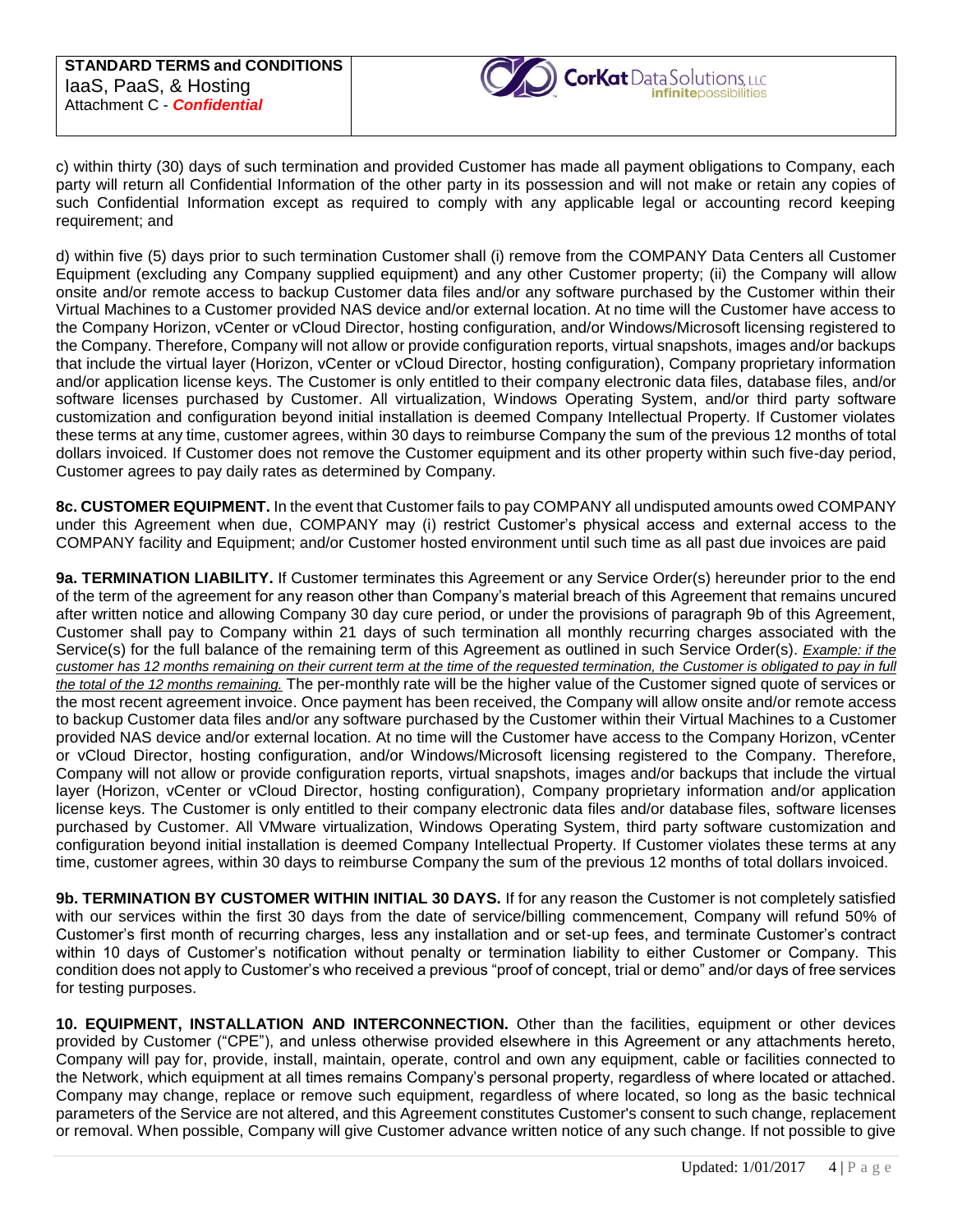c) within thirty (30) days of such termination and provided Customer has made all payment obligations to Company, each party will return all Confidential Information of the other party in its possession and will not make or retain any copies of such Confidential Information except as required to comply with any applicable legal or accounting record keeping requirement; and

d) within five (5) days prior to such termination Customer shall (i) remove from the COMPANY Data Centers all Customer Equipment (excluding any Company supplied equipment) and any other Customer property; (ii) the Company will allow onsite and/or remote access to backup Customer data files and/or any software purchased by the Customer within their Virtual Machines to a Customer provided NAS device and/or external location. At no time will the Customer have access to the Company Horizon, vCenter or vCloud Director, hosting configuration, and/or Windows/Microsoft licensing registered to the Company. Therefore, Company will not allow or provide configuration reports, virtual snapshots, images and/or backups that include the virtual layer (Horizon, vCenter or vCloud Director, hosting configuration), Company proprietary information and/or application license keys. The Customer is only entitled to their company electronic data files, database files, and/or software licenses purchased by Customer. All virtualization, Windows Operating System, and/or third party software customization and configuration beyond initial installation is deemed Company Intellectual Property. If Customer violates these terms at any time, customer agrees, within 30 days to reimburse Company the sum of the previous 12 months of total dollars invoiced. If Customer does not remove the Customer equipment and its other property within such five-day period, Customer agrees to pay daily rates as determined by Company.

**8c. CUSTOMER EQUIPMENT.** In the event that Customer fails to pay COMPANY all undisputed amounts owed COMPANY under this Agreement when due, COMPANY may (i) restrict Customer's physical access and external access to the COMPANY facility and Equipment; and/or Customer hosted environment until such time as all past due invoices are paid

**9a. TERMINATION LIABILITY.** If Customer terminates this Agreement or any Service Order(s) hereunder prior to the end of the term of the agreement for any reason other than Company's material breach of this Agreement that remains uncured after written notice and allowing Company 30 day cure period, or under the provisions of paragraph 9b of this Agreement, Customer shall pay to Company within 21 days of such termination all monthly recurring charges associated with the Service(s) for the full balance of the remaining term of this Agreement as outlined in such Service Order(s). *Example: if the customer has 12 months remaining on their current term at the time of the requested termination, the Customer is obligated to pay in full the total of the 12 months remaining.* The per-monthly rate will be the higher value of the Customer signed quote of services or the most recent agreement invoice. Once payment has been received, the Company will allow onsite and/or remote access to backup Customer data files and/or any software purchased by the Customer within their Virtual Machines to a Customer provided NAS device and/or external location. At no time will the Customer have access to the Company Horizon, vCenter or vCloud Director, hosting configuration, and/or Windows/Microsoft licensing registered to the Company. Therefore, Company will not allow or provide configuration reports, virtual snapshots, images and/or backups that include the virtual layer (Horizon, vCenter or vCloud Director, hosting configuration), Company proprietary information and/or application license keys. The Customer is only entitled to their company electronic data files and/or database files, software licenses purchased by Customer. All VMware virtualization, Windows Operating System, third party software customization and configuration beyond initial installation is deemed Company Intellectual Property. If Customer violates these terms at any time, customer agrees, within 30 days to reimburse Company the sum of the previous 12 months of total dollars invoiced.

**9b. TERMINATION BY CUSTOMER WITHIN INITIAL 30 DAYS.** If for any reason the Customer is not completely satisfied with our services within the first 30 days from the date of service/billing commencement, Company will refund 50% of Customer's first month of recurring charges, less any installation and or set-up fees, and terminate Customer's contract within 10 days of Customer's notification without penalty or termination liability to either Customer or Company. This condition does not apply to Customer's who received a previous "proof of concept, trial or demo" and/or days of free services for testing purposes.

**10. EQUIPMENT, INSTALLATION AND INTERCONNECTION.** Other than the facilities, equipment or other devices provided by Customer ("CPE"), and unless otherwise provided elsewhere in this Agreement or any attachments hereto, Company will pay for, provide, install, maintain, operate, control and own any equipment, cable or facilities connected to the Network, which equipment at all times remains Company's personal property, regardless of where located or attached. Company may change, replace or remove such equipment, regardless of where located, so long as the basic technical parameters of the Service are not altered, and this Agreement constitutes Customer's consent to such change, replacement or removal. When possible, Company will give Customer advance written notice of any such change. If not possible to give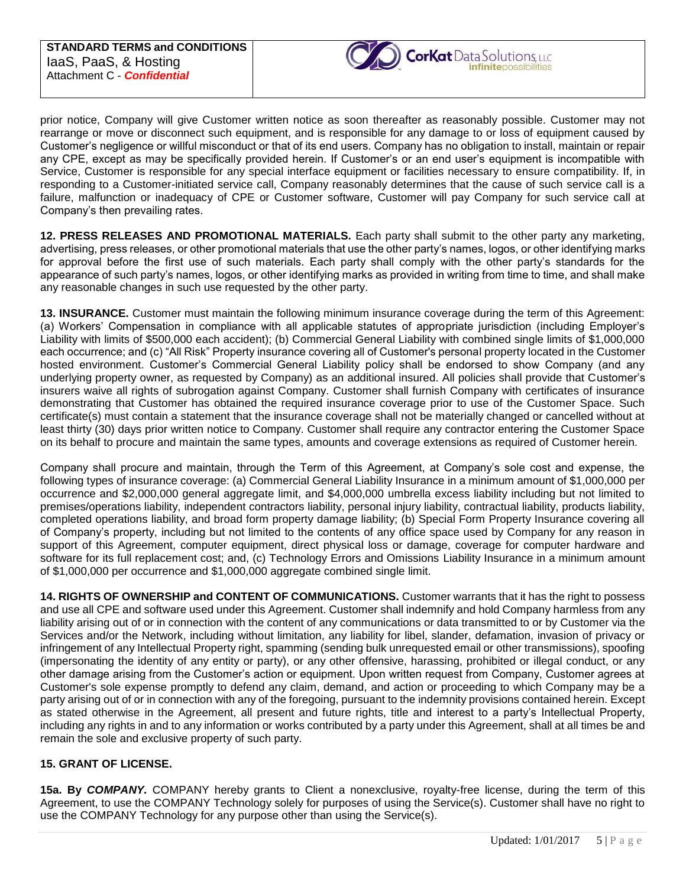prior notice, Company will give Customer written notice as soon thereafter as reasonably possible. Customer may not rearrange or move or disconnect such equipment, and is responsible for any damage to or loss of equipment caused by Customer's negligence or willful misconduct or that of its end users. Company has no obligation to install, maintain or repair any CPE, except as may be specifically provided herein. If Customer's or an end user's equipment is incompatible with Service, Customer is responsible for any special interface equipment or facilities necessary to ensure compatibility. If, in responding to a Customer-initiated service call, Company reasonably determines that the cause of such service call is a failure, malfunction or inadequacy of CPE or Customer software, Customer will pay Company for such service call at Company's then prevailing rates.

**12. PRESS RELEASES AND PROMOTIONAL MATERIALS.** Each party shall submit to the other party any marketing, advertising, press releases, or other promotional materials that use the other party's names, logos, or other identifying marks for approval before the first use of such materials. Each party shall comply with the other party's standards for the appearance of such party's names, logos, or other identifying marks as provided in writing from time to time, and shall make any reasonable changes in such use requested by the other party.

**13. INSURANCE.** Customer must maintain the following minimum insurance coverage during the term of this Agreement: (a) Workers' Compensation in compliance with all applicable statutes of appropriate jurisdiction (including Employer's Liability with limits of $500,000 each accident); (b) Commercial General Liability with combined single limits of $1,000,000 each occurrence; and (c) "All Risk" Property insurance covering all of Customer's personal property located in the Customer hosted environment. Customer's Commercial General Liability policy shall be endorsed to show Company (and any underlying property owner, as requested by Company) as an additional insured. All policies shall provide that Customer's insurers waive all rights of subrogation against Company. Customer shall furnish Company with certificates of insurance demonstrating that Customer has obtained the required insurance coverage prior to use of the Customer Space. Such certificate(s) must contain a statement that the insurance coverage shall not be materially changed or cancelled without at least thirty (30) days prior written notice to Company. Customer shall require any contractor entering the Customer Space on its behalf to procure and maintain the same types, amounts and coverage extensions as required of Customer herein.

Company shall procure and maintain, through the Term of this Agreement, at Company's sole cost and expense, the following types of insurance coverage: (a) Commercial General Liability Insurance in a minimum amount of $1,000,000 per occurrence and $2,000,000 general aggregate limit, and $4,000,000 umbrella excess liability including but not limited to premises/operations liability, independent contractors liability, personal injury liability, contractual liability, products liability, completed operations liability, and broad form property damage liability; (b) Special Form Property Insurance covering all of Company's property, including but not limited to the contents of any office space used by Company for any reason in support of this Agreement, computer equipment, direct physical loss or damage, coverage for computer hardware and software for its full replacement cost; and, (c) Technology Errors and Omissions Liability Insurance in a minimum amount of $1,000,000 per occurrence and $1,000,000 aggregate combined single limit.

**14. RIGHTS OF OWNERSHIP and CONTENT OF COMMUNICATIONS.** Customer warrants that it has the right to possess and use all CPE and software used under this Agreement. Customer shall indemnify and hold Company harmless from any liability arising out of or in connection with the content of any communications or data transmitted to or by Customer via the Services and/or the Network, including without limitation, any liability for libel, slander, defamation, invasion of privacy or infringement of any Intellectual Property right, spamming (sending bulk unrequested email or other transmissions), spoofing (impersonating the identity of any entity or party), or any other offensive, harassing, prohibited or illegal conduct, or any other damage arising from the Customer's action or equipment. Upon written request from Company, Customer agrees at Customer's sole expense promptly to defend any claim, demand, and action or proceeding to which Company may be a party arising out of or in connection with any of the foregoing, pursuant to the indemnity provisions contained herein. Except as stated otherwise in the Agreement, all present and future rights, title and interest to a party's Intellectual Property, including any rights in and to any information or works contributed by a party under this Agreement, shall at all times be and remain the sole and exclusive property of such party.

**15. GRANT OF LICENSE.**

**15a. By *COMPANY.*** COMPANY hereby grants to Client a nonexclusive, royalty-free license, during the term of this Agreement, to use the COMPANY Technology solely for purposes of using the Service(s). Customer shall have no right to use the COMPANY Technology for any purpose other than using the Service(s).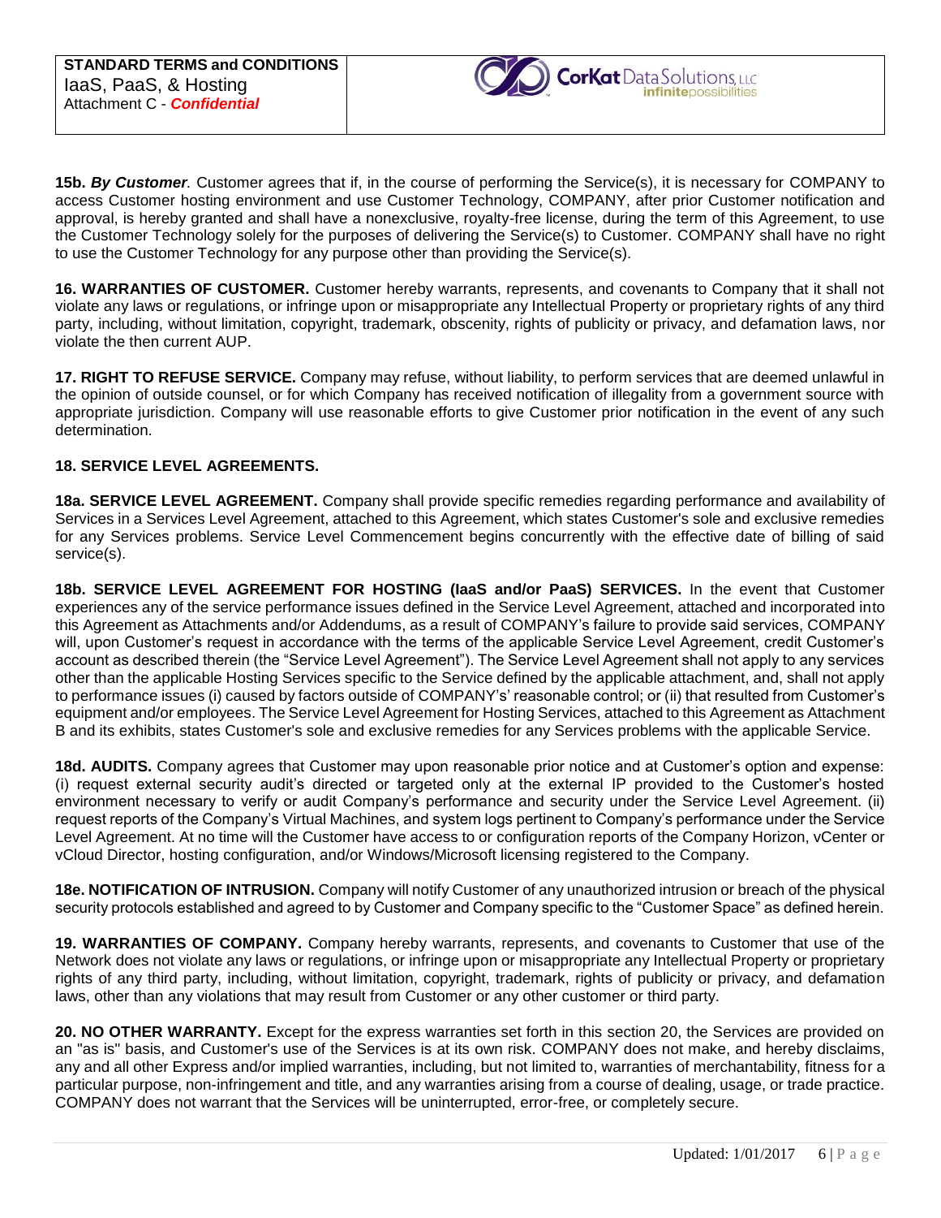**15b. *By Customer.*** Customer agrees that if, in the course of performing the Service(s), it is necessary for COMPANY to access Customer hosting environment and use Customer Technology, COMPANY, after prior Customer notification and approval, is hereby granted and shall have a nonexclusive, royalty-free license, during the term of this Agreement, to use the Customer Technology solely for the purposes of delivering the Service(s) to Customer. COMPANY shall have no right to use the Customer Technology for any purpose other than providing the Service(s).

**16. WARRANTIES OF CUSTOMER.** Customer hereby warrants, represents, and covenants to Company that it shall not violate any laws or regulations, or infringe upon or misappropriate any Intellectual Property or proprietary rights of any third party, including, without limitation, copyright, trademark, obscenity, rights of publicity or privacy, and defamation laws, nor violate the then current AUP.

**17. RIGHT TO REFUSE SERVICE.** Company may refuse, without liability, to perform services that are deemed unlawful in the opinion of outside counsel, or for which Company has received notification of illegality from a government source with appropriate jurisdiction. Company will use reasonable efforts to give Customer prior notification in the event of any such determination.

**18. SERVICE LEVEL AGREEMENTS.**

**18a. SERVICE LEVEL AGREEMENT.** Company shall provide specific remedies regarding performance and availability of Services in a Services Level Agreement, attached to this Agreement, which states Customer's sole and exclusive remedies for any Services problems. Service Level Commencement begins concurrently with the effective date of billing of said service(s).

**18b. SERVICE LEVEL AGREEMENT FOR HOSTING (IaaS and/or PaaS) SERVICES.** In the event that Customer experiences any of the service performance issues defined in the Service Level Agreement, attached and incorporated into this Agreement as Attachments and/or Addendums, as a result of COMPANY's failure to provide said services, COMPANY will, upon Customer's request in accordance with the terms of the applicable Service Level Agreement, credit Customer's account as described therein (the "Service Level Agreement"). The Service Level Agreement shall not apply to any services other than the applicable Hosting Services specific to the Service defined by the applicable attachment, and, shall not apply to performance issues (i) caused by factors outside of COMPANY's' reasonable control; or (ii) that resulted from Customer's equipment and/or employees. The Service Level Agreement for Hosting Services, attached to this Agreement as Attachment B and its exhibits, states Customer's sole and exclusive remedies for any Services problems with the applicable Service.

**18d. AUDITS.** Company agrees that Customer may upon reasonable prior notice and at Customer's option and expense: (i) request external security audit's directed or targeted only at the external IP provided to the Customer's hosted environment necessary to verify or audit Company's performance and security under the Service Level Agreement. (ii) request reports of the Company's Virtual Machines, and system logs pertinent to Company's performance under the Service Level Agreement. At no time will the Customer have access to or configuration reports of the Company Horizon, vCenter or vCloud Director, hosting configuration, and/or Windows/Microsoft licensing registered to the Company.

**18e. NOTIFICATION OF INTRUSION.** Company will notify Customer of any unauthorized intrusion or breach of the physical security protocols established and agreed to by Customer and Company specific to the "Customer Space" as defined herein.

**19. WARRANTIES OF COMPANY.** Company hereby warrants, represents, and covenants to Customer that use of the Network does not violate any laws or regulations, or infringe upon or misappropriate any Intellectual Property or proprietary rights of any third party, including, without limitation, copyright, trademark, rights of publicity or privacy, and defamation laws, other than any violations that may result from Customer or any other customer or third party.

**20. NO OTHER WARRANTY.** Except for the express warranties set forth in this section 20, the Services are provided on an "as is" basis, and Customer's use of the Services is at its own risk. COMPANY does not make, and hereby disclaims, any and all other Express and/or implied warranties, including, but not limited to, warranties of merchantability, fitness for a particular purpose, non-infringement and title, and any warranties arising from a course of dealing, usage, or trade practice. COMPANY does not warrant that the Services will be uninterrupted, error-free, or completely secure.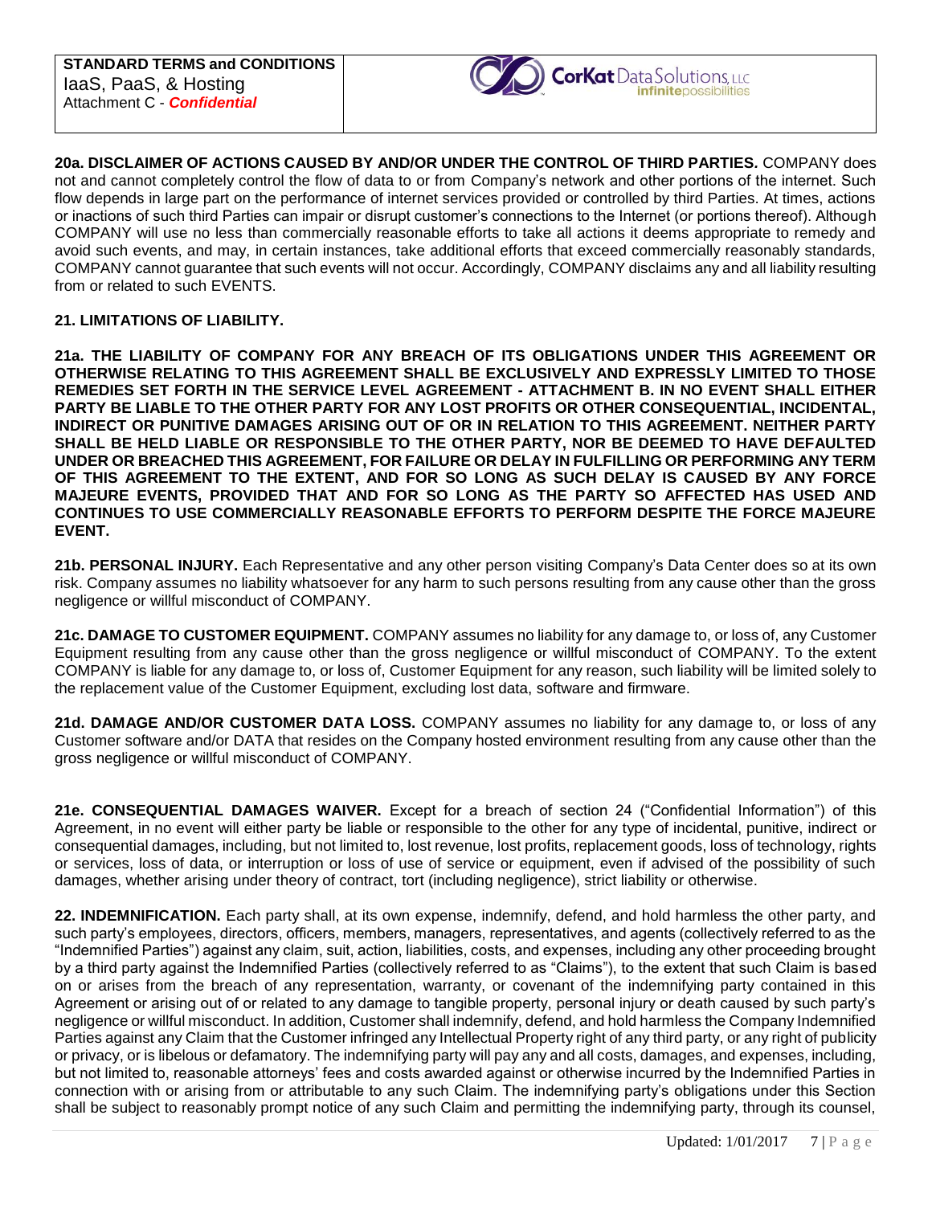**20a. DISCLAIMER OF ACTIONS CAUSED BY AND/OR UNDER THE CONTROL OF THIRD PARTIES.** COMPANY does not and cannot completely control the flow of data to or from Company's network and other portions of the internet. Such flow depends in large part on the performance of internet services provided or controlled by third Parties. At times, actions or inactions of such third Parties can impair or disrupt customer's connections to the Internet (or portions thereof). Although COMPANY will use no less than commercially reasonable efforts to take all actions it deems appropriate to remedy and avoid such events, and may, in certain instances, take additional efforts that exceed commercially reasonably standards, COMPANY cannot guarantee that such events will not occur. Accordingly, COMPANY disclaims any and all liability resulting from or related to such EVENTS.

**21. LIMITATIONS OF LIABILITY.**

**21a. THE LIABILITY OF COMPANY FOR ANY BREACH OF ITS OBLIGATIONS UNDER THIS AGREEMENT OR OTHERWISE RELATING TO THIS AGREEMENT SHALL BE EXCLUSIVELY AND EXPRESSLY LIMITED TO THOSE REMEDIES SET FORTH IN THE SERVICE LEVEL AGREEMENT - ATTACHMENT B. IN NO EVENT SHALL EITHER PARTY BE LIABLE TO THE OTHER PARTY FOR ANY LOST PROFITS OR OTHER CONSEQUENTIAL, INCIDENTAL, INDIRECT OR PUNITIVE DAMAGES ARISING OUT OF OR IN RELATION TO THIS AGREEMENT. NEITHER PARTY SHALL BE HELD LIABLE OR RESPONSIBLE TO THE OTHER PARTY, NOR BE DEEMED TO HAVE DEFAULTED UNDER OR BREACHED THIS AGREEMENT, FOR FAILURE OR DELAY IN FULFILLING OR PERFORMING ANY TERM OF THIS AGREEMENT TO THE EXTENT, AND FOR SO LONG AS SUCH DELAY IS CAUSED BY ANY FORCE MAJEURE EVENTS, PROVIDED THAT AND FOR SO LONG AS THE PARTY SO AFFECTED HAS USED AND CONTINUES TO USE COMMERCIALLY REASONABLE EFFORTS TO PERFORM DESPITE THE FORCE MAJEURE EVENT.**

**21b. PERSONAL INJURY.** Each Representative and any other person visiting Company's Data Center does so at its own risk. Company assumes no liability whatsoever for any harm to such persons resulting from any cause other than the gross negligence or willful misconduct of COMPANY.

**21c. DAMAGE TO CUSTOMER EQUIPMENT.** COMPANY assumes no liability for any damage to, or loss of, any Customer Equipment resulting from any cause other than the gross negligence or willful misconduct of COMPANY. To the extent COMPANY is liable for any damage to, or loss of, Customer Equipment for any reason, such liability will be limited solely to the replacement value of the Customer Equipment, excluding lost data, software and firmware.

**21d. DAMAGE AND/OR CUSTOMER DATA LOSS.** COMPANY assumes no liability for any damage to, or loss of any Customer software and/or DATA that resides on the Company hosted environment resulting from any cause other than the gross negligence or willful misconduct of COMPANY.

**21e. CONSEQUENTIAL DAMAGES WAIVER.** Except for a breach of section 24 ("Confidential Information") of this Agreement, in no event will either party be liable or responsible to the other for any type of incidental, punitive, indirect or consequential damages, including, but not limited to, lost revenue, lost profits, replacement goods, loss of technology, rights or services, loss of data, or interruption or loss of use of service or equipment, even if advised of the possibility of such damages, whether arising under theory of contract, tort (including negligence), strict liability or otherwise.

**22. INDEMNIFICATION.** Each party shall, at its own expense, indemnify, defend, and hold harmless the other party, and such party's employees, directors, officers, members, managers, representatives, and agents (collectively referred to as the "Indemnified Parties") against any claim, suit, action, liabilities, costs, and expenses, including any other proceeding brought by a third party against the Indemnified Parties (collectively referred to as "Claims"), to the extent that such Claim is based on or arises from the breach of any representation, warranty, or covenant of the indemnifying party contained in this Agreement or arising out of or related to any damage to tangible property, personal injury or death caused by such party's negligence or willful misconduct. In addition, Customer shall indemnify, defend, and hold harmless the Company Indemnified Parties against any Claim that the Customer infringed any Intellectual Property right of any third party, or any right of publicity or privacy, or is libelous or defamatory. The indemnifying party will pay any and all costs, damages, and expenses, including, but not limited to, reasonable attorneys' fees and costs awarded against or otherwise incurred by the Indemnified Parties in connection with or arising from or attributable to any such Claim. The indemnifying party's obligations under this Section shall be subject to reasonably prompt notice of any such Claim and permitting the indemnifying party, through its counsel,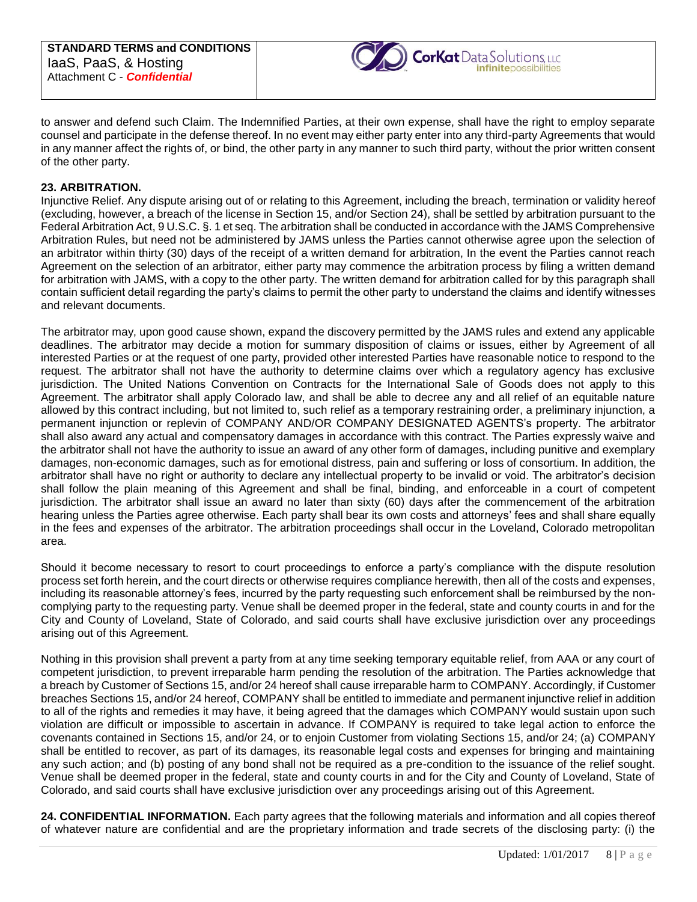to answer and defend such Claim. The Indemnified Parties, at their own expense, shall have the right to employ separate counsel and participate in the defense thereof. In no event may either party enter into any third-party Agreements that would in any manner affect the rights of, or bind, the other party in any manner to such third party, without the prior written consent of the other party.

**23. ARBITRATION.**

Injunctive Relief. Any dispute arising out of or relating to this Agreement, including the breach, termination or validity hereof (excluding, however, a breach of the license in Section 15, and/or Section 24), shall be settled by arbitration pursuant to the Federal Arbitration Act, 9 U.S.C. §. 1 et seq. The arbitration shall be conducted in accordance with the JAMS Comprehensive Arbitration Rules, but need not be administered by JAMS unless the Parties cannot otherwise agree upon the selection of an arbitrator within thirty (30) days of the receipt of a written demand for arbitration, In the event the Parties cannot reach Agreement on the selection of an arbitrator, either party may commence the arbitration process by filing a written demand for arbitration with JAMS, with a copy to the other party. The written demand for arbitration called for by this paragraph shall contain sufficient detail regarding the party's claims to permit the other party to understand the claims and identify witnesses and relevant documents.

The arbitrator may, upon good cause shown, expand the discovery permitted by the JAMS rules and extend any applicable deadlines. The arbitrator may decide a motion for summary disposition of claims or issues, either by Agreement of all interested Parties or at the request of one party, provided other interested Parties have reasonable notice to respond to the request. The arbitrator shall not have the authority to determine claims over which a regulatory agency has exclusive jurisdiction. The United Nations Convention on Contracts for the International Sale of Goods does not apply to this Agreement. The arbitrator shall apply Colorado law, and shall be able to decree any and all relief of an equitable nature allowed by this contract including, but not limited to, such relief as a temporary restraining order, a preliminary injunction, a permanent injunction or replevin of COMPANY AND/OR COMPANY DESIGNATED AGENTS's property. The arbitrator shall also award any actual and compensatory damages in accordance with this contract. The Parties expressly waive and the arbitrator shall not have the authority to issue an award of any other form of damages, including punitive and exemplary damages, non-economic damages, such as for emotional distress, pain and suffering or loss of consortium. In addition, the arbitrator shall have no right or authority to declare any intellectual property to be invalid or void. The arbitrator's decision shall follow the plain meaning of this Agreement and shall be final, binding, and enforceable in a court of competent jurisdiction. The arbitrator shall issue an award no later than sixty (60) days after the commencement of the arbitration hearing unless the Parties agree otherwise. Each party shall bear its own costs and attorneys' fees and shall share equally in the fees and expenses of the arbitrator. The arbitration proceedings shall occur in the Loveland, Colorado metropolitan area.

Should it become necessary to resort to court proceedings to enforce a party's compliance with the dispute resolution process set forth herein, and the court directs or otherwise requires compliance herewith, then all of the costs and expenses, including its reasonable attorney's fees, incurred by the party requesting such enforcement shall be reimbursed by the non-complying party to the requesting party. Venue shall be deemed proper in the federal, state and county courts in and for the City and County of Loveland, State of Colorado, and said courts shall have exclusive jurisdiction over any proceedings arising out of this Agreement.

Nothing in this provision shall prevent a party from at any time seeking temporary equitable relief, from AAA or any court of competent jurisdiction, to prevent irreparable harm pending the resolution of the arbitration. The Parties acknowledge that a breach by Customer of Sections 15, and/or 24 hereof shall cause irreparable harm to COMPANY. Accordingly, if Customer breaches Sections 15, and/or 24 hereof, COMPANY shall be entitled to immediate and permanent injunctive relief in addition to all of the rights and remedies it may have, it being agreed that the damages which COMPANY would sustain upon such violation are difficult or impossible to ascertain in advance. If COMPANY is required to take legal action to enforce the covenants contained in Sections 15, and/or 24, or to enjoin Customer from violating Sections 15, and/or 24; (a) COMPANY shall be entitled to recover, as part of its damages, its reasonable legal costs and expenses for bringing and maintaining any such action; and (b) posting of any bond shall not be required as a pre-condition to the issuance of the relief sought. Venue shall be deemed proper in the federal, state and county courts in and for the City and County of Loveland, State of Colorado, and said courts shall have exclusive jurisdiction over any proceedings arising out of this Agreement.

**24. CONFIDENTIAL INFORMATION.** Each party agrees that the following materials and information and all copies thereof of whatever nature are confidential and are the proprietary information and trade secrets of the disclosing party: (i) the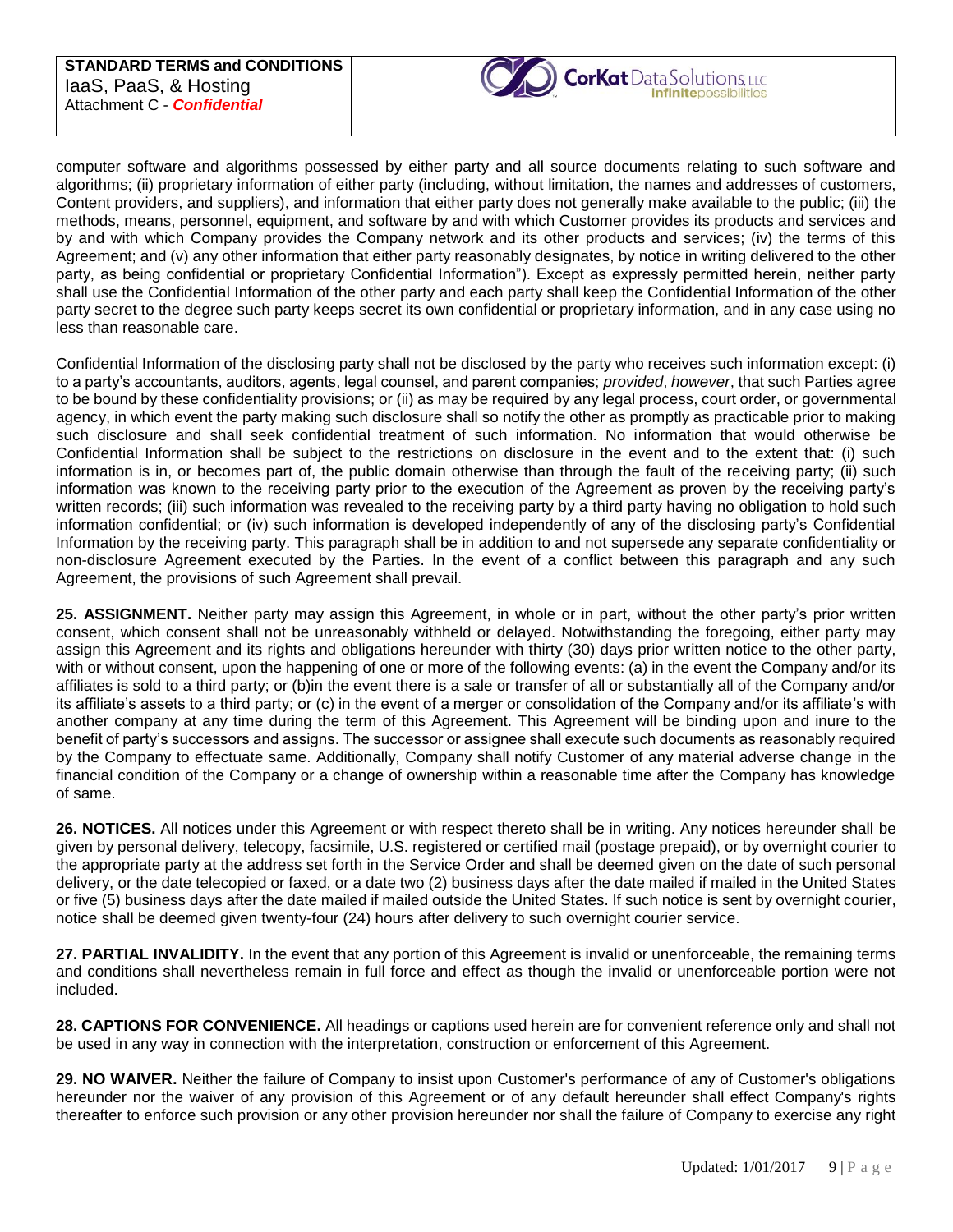computer software and algorithms possessed by either party and all source documents relating to such software and algorithms; (ii) proprietary information of either party (including, without limitation, the names and addresses of customers, Content providers, and suppliers), and information that either party does not generally make available to the public; (iii) the methods, means, personnel, equipment, and software by and with which Customer provides its products and services and by and with which Company provides the Company network and its other products and services; (iv) the terms of this Agreement; and (v) any other information that either party reasonably designates, by notice in writing delivered to the other party, as being confidential or proprietary Confidential Information"). Except as expressly permitted herein, neither party shall use the Confidential Information of the other party and each party shall keep the Confidential Information of the other party secret to the degree such party keeps secret its own confidential or proprietary information, and in any case using no less than reasonable care.

Confidential Information of the disclosing party shall not be disclosed by the party who receives such information except: (i) to a party's accountants, auditors, agents, legal counsel, and parent companies; *provided*, *however*, that such Parties agree to be bound by these confidentiality provisions; or (ii) as may be required by any legal process, court order, or governmental agency, in which event the party making such disclosure shall so notify the other as promptly as practicable prior to making such disclosure and shall seek confidential treatment of such information. No information that would otherwise be Confidential Information shall be subject to the restrictions on disclosure in the event and to the extent that: (i) such information is in, or becomes part of, the public domain otherwise than through the fault of the receiving party; (ii) such information was known to the receiving party prior to the execution of the Agreement as proven by the receiving party's written records; (iii) such information was revealed to the receiving party by a third party having no obligation to hold such information confidential; or (iv) such information is developed independently of any of the disclosing party's Confidential Information by the receiving party. This paragraph shall be in addition to and not supersede any separate confidentiality or non-disclosure Agreement executed by the Parties. In the event of a conflict between this paragraph and any such Agreement, the provisions of such Agreement shall prevail.

**25. ASSIGNMENT.** Neither party may assign this Agreement, in whole or in part, without the other party's prior written consent, which consent shall not be unreasonably withheld or delayed. Notwithstanding the foregoing, either party may assign this Agreement and its rights and obligations hereunder with thirty (30) days prior written notice to the other party, with or without consent, upon the happening of one or more of the following events: (a) in the event the Company and/or its affiliates is sold to a third party; or (b)in the event there is a sale or transfer of all or substantially all of the Company and/or its affiliate's assets to a third party; or (c) in the event of a merger or consolidation of the Company and/or its affiliate's with another company at any time during the term of this Agreement. This Agreement will be binding upon and inure to the benefit of party's successors and assigns. The successor or assignee shall execute such documents as reasonably required by the Company to effectuate same. Additionally, Company shall notify Customer of any material adverse change in the financial condition of the Company or a change of ownership within a reasonable time after the Company has knowledge of same.

**26. NOTICES.** All notices under this Agreement or with respect thereto shall be in writing. Any notices hereunder shall be given by personal delivery, telecopy, facsimile, U.S. registered or certified mail (postage prepaid), or by overnight courier to the appropriate party at the address set forth in the Service Order and shall be deemed given on the date of such personal delivery, or the date telecopied or faxed, or a date two (2) business days after the date mailed if mailed in the United States or five (5) business days after the date mailed if mailed outside the United States. If such notice is sent by overnight courier, notice shall be deemed given twenty-four (24) hours after delivery to such overnight courier service.

**27. PARTIAL INVALIDITY.** In the event that any portion of this Agreement is invalid or unenforceable, the remaining terms and conditions shall nevertheless remain in full force and effect as though the invalid or unenforceable portion were not included.

**28. CAPTIONS FOR CONVENIENCE.** All headings or captions used herein are for convenient reference only and shall not be used in any way in connection with the interpretation, construction or enforcement of this Agreement.

**29. NO WAIVER.** Neither the failure of Company to insist upon Customer's performance of any of Customer's obligations hereunder nor the waiver of any provision of this Agreement or of any default hereunder shall effect Company's rights thereafter to enforce such provision or any other provision hereunder nor shall the failure of Company to exercise any right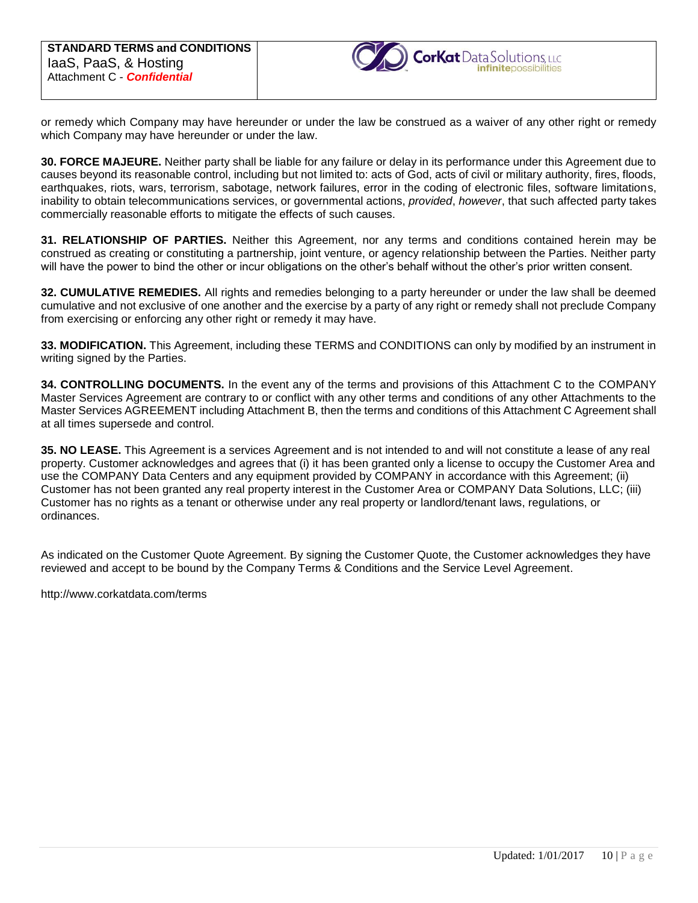or remedy which Company may have hereunder or under the law be construed as a waiver of any other right or remedy which Company may have hereunder or under the law.

**30. FORCE MAJEURE.** Neither party shall be liable for any failure or delay in its performance under this Agreement due to causes beyond its reasonable control, including but not limited to: acts of God, acts of civil or military authority, fires, floods, earthquakes, riots, wars, terrorism, sabotage, network failures, error in the coding of electronic files, software limitations, inability to obtain telecommunications services, or governmental actions, *provided*, *however*, that such affected party takes commercially reasonable efforts to mitigate the effects of such causes.

**31. RELATIONSHIP OF PARTIES.** Neither this Agreement, nor any terms and conditions contained herein may be construed as creating or constituting a partnership, joint venture, or agency relationship between the Parties. Neither party will have the power to bind the other or incur obligations on the other's behalf without the other's prior written consent.

**32. CUMULATIVE REMEDIES.** All rights and remedies belonging to a party hereunder or under the law shall be deemed cumulative and not exclusive of one another and the exercise by a party of any right or remedy shall not preclude Company from exercising or enforcing any other right or remedy it may have.

**33. MODIFICATION.** This Agreement, including these TERMS and CONDITIONS can only by modified by an instrument in writing signed by the Parties.

**34. CONTROLLING DOCUMENTS.** In the event any of the terms and provisions of this Attachment C to the COMPANY Master Services Agreement are contrary to or conflict with any other terms and conditions of any other Attachments to the Master Services AGREEMENT including Attachment B, then the terms and conditions of this Attachment C Agreement shall at all times supersede and control.

**35. NO LEASE.** This Agreement is a services Agreement and is not intended to and will not constitute a lease of any real property. Customer acknowledges and agrees that (i) it has been granted only a license to occupy the Customer Area and use the COMPANY Data Centers and any equipment provided by COMPANY in accordance with this Agreement; (ii) Customer has not been granted any real property interest in the Customer Area or COMPANY Data Solutions, LLC; (iii) Customer has no rights as a tenant or otherwise under any real property or landlord/tenant laws, regulations, or ordinances.

As indicated on the Customer Quote Agreement. By signing the Customer Quote, the Customer acknowledges they have reviewed and accept to be bound by the Company Terms & Conditions and the Service Level Agreement.

http://www.corkatdata.com/terms